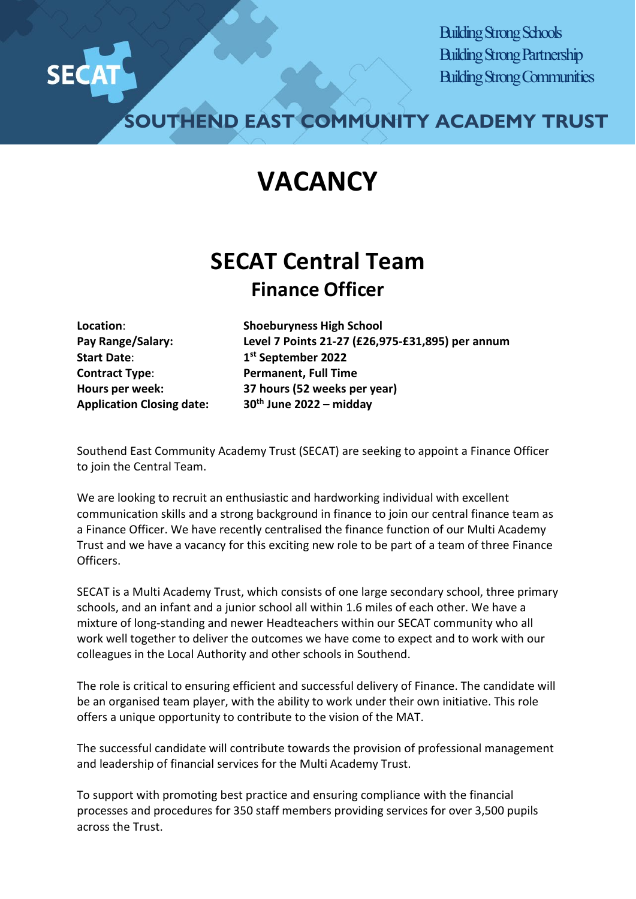SECAT

Building Strong Schools
Building Strong Partnership
Building Strong Communities

SOUTHEND EAST COMMUNITY ACADEMY TRUST

# VACANCY

## SECAT Central Team

### Finance Officer

| | |
|---|---|
| **Location**: | **Shoeburyness High School** |
| **Pay Range/Salary:** | **Level 7 Points 21-27 (£26,975-£31,895) per annum** |
| **Start Date**: | **1st September 2022** |
| **Contract Type**: | **Permanent, Full Time** |
| **Hours per week:** | **37 hours (52 weeks per year)** |
| **Application Closing date:** | **30th June 2022 – midday** |

Southend East Community Academy Trust (SECAT) are seeking to appoint a Finance Officer to join the Central Team.

We are looking to recruit an enthusiastic and hardworking individual with excellent communication skills and a strong background in finance to join our central finance team as a Finance Officer. We have recently centralised the finance function of our Multi Academy Trust and we have a vacancy for this exciting new role to be part of a team of three Finance Officers.

SECAT is a Multi Academy Trust, which consists of one large secondary school, three primary schools, and an infant and a junior school all within 1.6 miles of each other. We have a mixture of long-standing and newer Headteachers within our SECAT community who all work well together to deliver the outcomes we have come to expect and to work with our colleagues in the Local Authority and other schools in Southend.

The role is critical to ensuring efficient and successful delivery of Finance. The candidate will be an organised team player, with the ability to work under their own initiative. This role offers a unique opportunity to contribute to the vision of the MAT.

The successful candidate will contribute towards the provision of professional management and leadership of financial services for the Multi Academy Trust.

To support with promoting best practice and ensuring compliance with the financial processes and procedures for 350 staff members providing services for over 3,500 pupils across the Trust.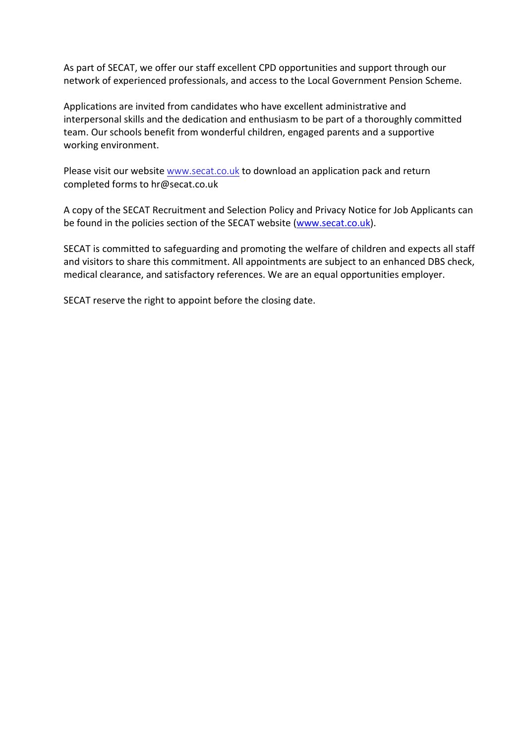As part of SECAT, we offer our staff excellent CPD opportunities and support through our network of experienced professionals, and access to the Local Government Pension Scheme.

Applications are invited from candidates who have excellent administrative and interpersonal skills and the dedication and enthusiasm to be part of a thoroughly committed team. Our schools benefit from wonderful children, engaged parents and a supportive working environment.

Please visit our website www.secat.co.uk to download an application pack and return completed forms to hr@secat.co.uk

A copy of the SECAT Recruitment and Selection Policy and Privacy Notice for Job Applicants can be found in the policies section of the SECAT website (www.secat.co.uk).

SECAT is committed to safeguarding and promoting the welfare of children and expects all staff and visitors to share this commitment. All appointments are subject to an enhanced DBS check, medical clearance, and satisfactory references. We are an equal opportunities employer.

SECAT reserve the right to appoint before the closing date.